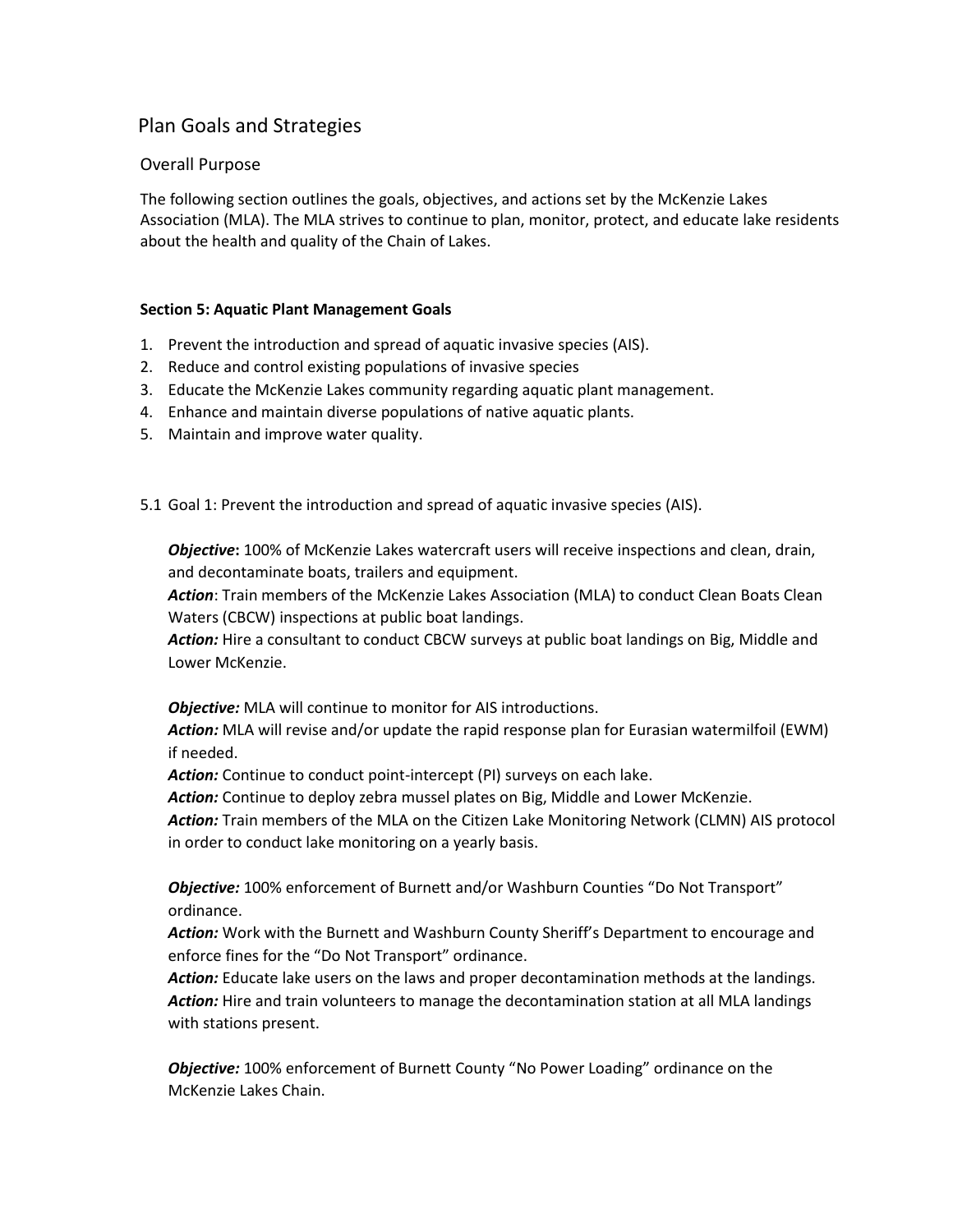# Plan Goals and Strategies

## Overall Purpose

The following section outlines the goals, objectives, and actions set by the McKenzie Lakes Association (MLA). The MLA strives to continue to plan, monitor, protect, and educate lake residents about the health and quality of the Chain of Lakes.

### Section 5: Aquatic Plant Management Goals

1. Prevent the introduction and spread of aquatic invasive species (AIS).
2. Reduce and control existing populations of invasive species
3. Educate the McKenzie Lakes community regarding aquatic plant management.
4. Enhance and maintain diverse populations of native aquatic plants.
5. Maintain and improve water quality.

5.1 Goal 1: Prevent the introduction and spread of aquatic invasive species (AIS).

***Objective*:** 100% of McKenzie Lakes watercraft users will receive inspections and clean, drain, and decontaminate boats, trailers and equipment.
***Action***: Train members of the McKenzie Lakes Association (MLA) to conduct Clean Boats Clean Waters (CBCW) inspections at public boat landings.
***Action:*** Hire a consultant to conduct CBCW surveys at public boat landings on Big, Middle and Lower McKenzie.

***Objective:*** MLA will continue to monitor for AIS introductions.
***Action:*** MLA will revise and/or update the rapid response plan for Eurasian watermilfoil (EWM) if needed.
***Action:*** Continue to conduct point-intercept (PI) surveys on each lake.
***Action:*** Continue to deploy zebra mussel plates on Big, Middle and Lower McKenzie.
***Action:*** Train members of the MLA on the Citizen Lake Monitoring Network (CLMN) AIS protocol in order to conduct lake monitoring on a yearly basis.

***Objective:*** 100% enforcement of Burnett and/or Washburn Counties "Do Not Transport" ordinance.
***Action:*** Work with the Burnett and Washburn County Sheriff's Department to encourage and enforce fines for the "Do Not Transport" ordinance.
***Action:*** Educate lake users on the laws and proper decontamination methods at the landings.
***Action:*** Hire and train volunteers to manage the decontamination station at all MLA landings with stations present.

***Objective:*** 100% enforcement of Burnett County "No Power Loading" ordinance on the McKenzie Lakes Chain.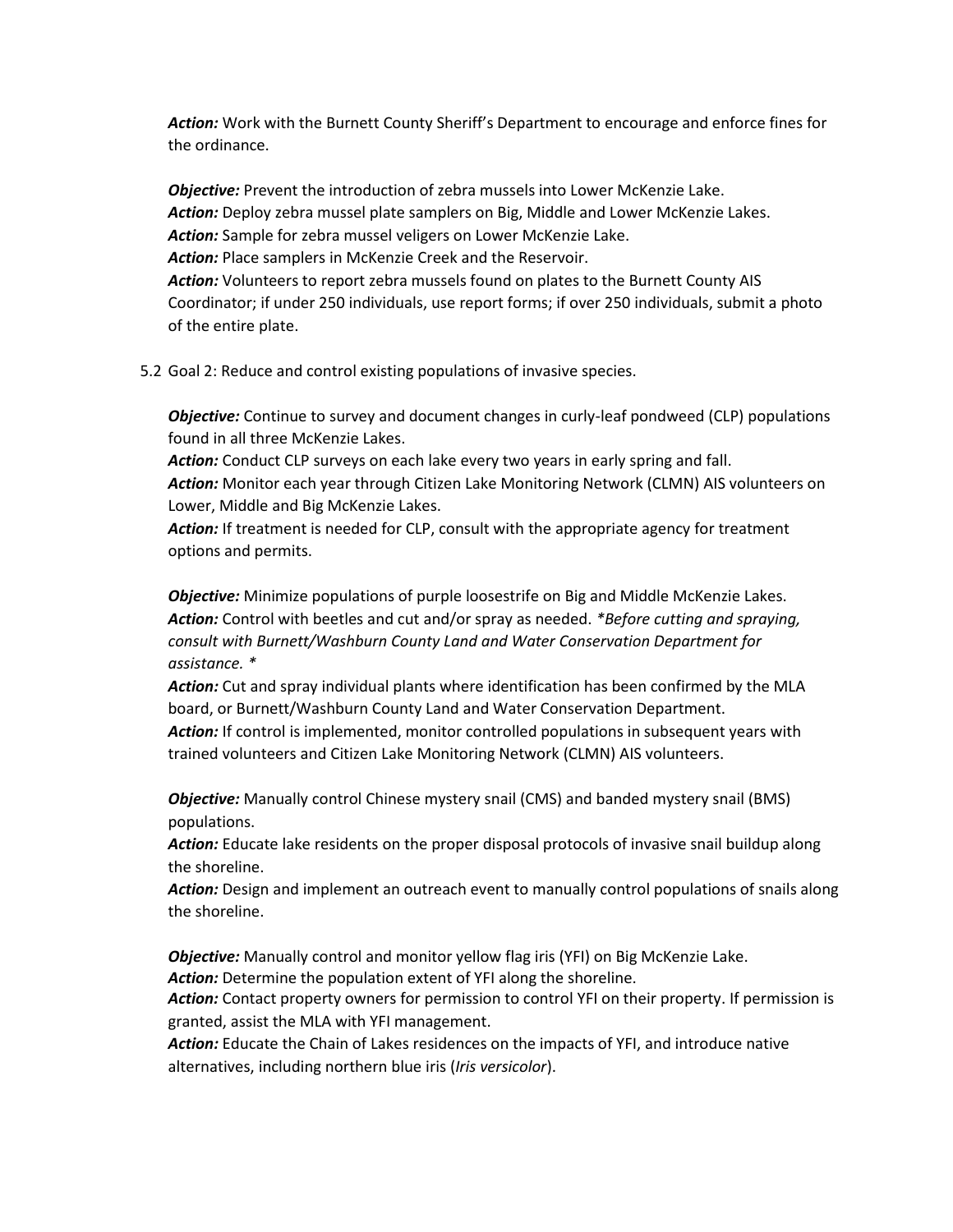***Action:*** Work with the Burnett County Sheriff's Department to encourage and enforce fines for the ordinance.

***Objective:*** Prevent the introduction of zebra mussels into Lower McKenzie Lake.
***Action:*** Deploy zebra mussel plate samplers on Big, Middle and Lower McKenzie Lakes.
***Action:*** Sample for zebra mussel veligers on Lower McKenzie Lake.
***Action:*** Place samplers in McKenzie Creek and the Reservoir.
***Action:*** Volunteers to report zebra mussels found on plates to the Burnett County AIS Coordinator; if under 250 individuals, use report forms; if over 250 individuals, submit a photo of the entire plate.

5.2 Goal 2: Reduce and control existing populations of invasive species.

***Objective:*** Continue to survey and document changes in curly-leaf pondweed (CLP) populations found in all three McKenzie Lakes.
***Action:*** Conduct CLP surveys on each lake every two years in early spring and fall.
***Action:*** Monitor each year through Citizen Lake Monitoring Network (CLMN) AIS volunteers on Lower, Middle and Big McKenzie Lakes.
***Action:*** If treatment is needed for CLP, consult with the appropriate agency for treatment options and permits.

***Objective:*** Minimize populations of purple loosestrife on Big and Middle McKenzie Lakes.
***Action:*** Control with beetles and cut and/or spray as needed. *\*Before cutting and spraying, consult with Burnett/Washburn County Land and Water Conservation Department for assistance. \**
***Action:*** Cut and spray individual plants where identification has been confirmed by the MLA board, or Burnett/Washburn County Land and Water Conservation Department.
***Action:*** If control is implemented, monitor controlled populations in subsequent years with trained volunteers and Citizen Lake Monitoring Network (CLMN) AIS volunteers.

***Objective:*** Manually control Chinese mystery snail (CMS) and banded mystery snail (BMS) populations.
***Action:*** Educate lake residents on the proper disposal protocols of invasive snail buildup along the shoreline.
***Action:*** Design and implement an outreach event to manually control populations of snails along the shoreline.

***Objective:*** Manually control and monitor yellow flag iris (YFI) on Big McKenzie Lake.
***Action:*** Determine the population extent of YFI along the shoreline.
***Action:*** Contact property owners for permission to control YFI on their property. If permission is granted, assist the MLA with YFI management.
***Action:*** Educate the Chain of Lakes residences on the impacts of YFI, and introduce native alternatives, including northern blue iris (*Iris versicolor*).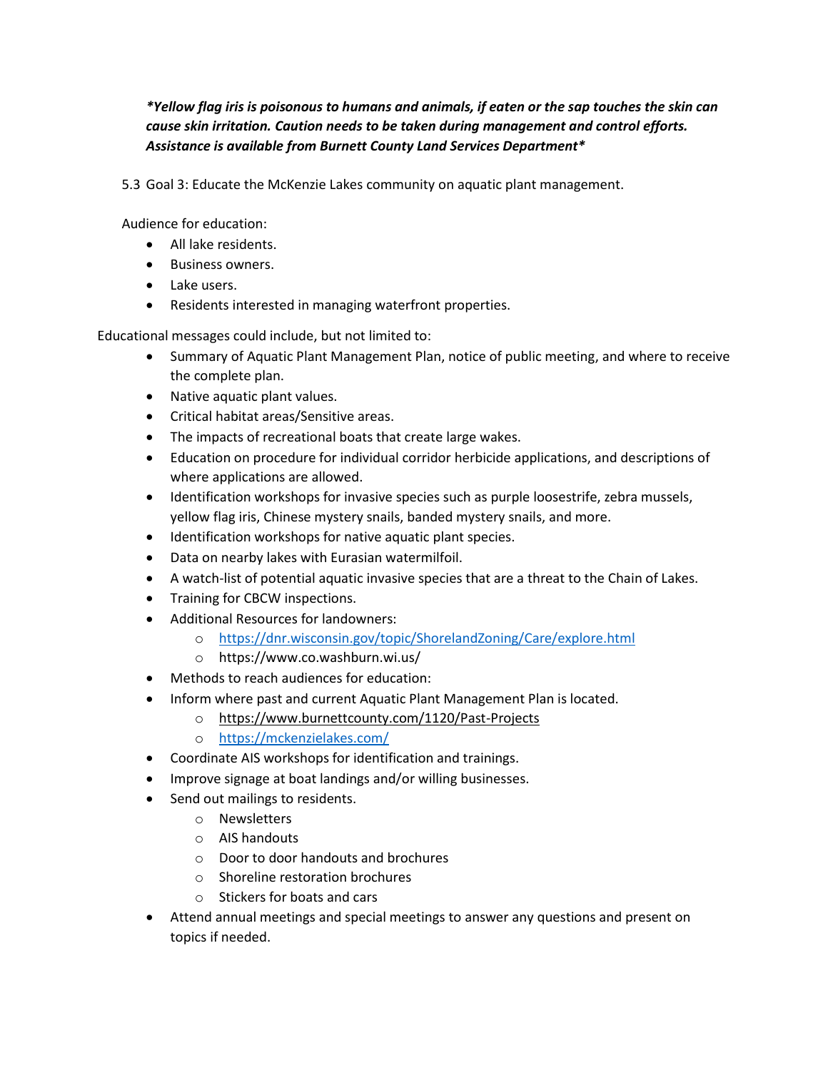***Yellow flag iris is poisonous to humans and animals, if eaten or the sap touches the skin can cause skin irritation. Caution needs to be taken during management and control efforts. Assistance is available from Burnett County Land Services Department***

5.3 Goal 3: Educate the McKenzie Lakes community on aquatic plant management.

Audience for education:

- All lake residents.
- Business owners.
- Lake users.
- Residents interested in managing waterfront properties.

Educational messages could include, but not limited to:

- Summary of Aquatic Plant Management Plan, notice of public meeting, and where to receive the complete plan.
- Native aquatic plant values.
- Critical habitat areas/Sensitive areas.
- The impacts of recreational boats that create large wakes.
- Education on procedure for individual corridor herbicide applications, and descriptions of where applications are allowed.
- Identification workshops for invasive species such as purple loosestrife, zebra mussels, yellow flag iris, Chinese mystery snails, banded mystery snails, and more.
- Identification workshops for native aquatic plant species.
- Data on nearby lakes with Eurasian watermilfoil.
- A watch-list of potential aquatic invasive species that are a threat to the Chain of Lakes.
- Training for CBCW inspections.
- Additional Resources for landowners:
  - https://dnr.wisconsin.gov/topic/ShorelandZoning/Care/explore.html
  - https://www.co.washburn.wi.us/
- Methods to reach audiences for education:
- Inform where past and current Aquatic Plant Management Plan is located.
  - https://www.burnettcounty.com/1120/Past-Projects
  - https://mckenzielakes.com/
- Coordinate AIS workshops for identification and trainings.
- Improve signage at boat landings and/or willing businesses.
- Send out mailings to residents.
  - Newsletters
  - AIS handouts
  - Door to door handouts and brochures
  - Shoreline restoration brochures
  - Stickers for boats and cars
- Attend annual meetings and special meetings to answer any questions and present on topics if needed.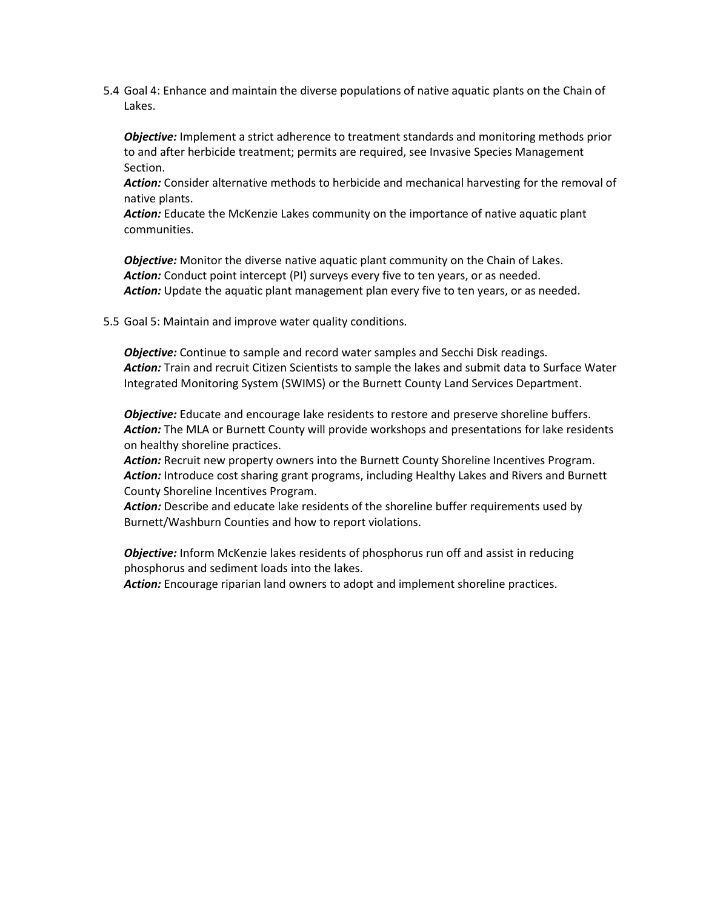5.4 Goal 4: Enhance and maintain the diverse populations of native aquatic plants on the Chain of Lakes.

***Objective:*** Implement a strict adherence to treatment standards and monitoring methods prior to and after herbicide treatment; permits are required, see Invasive Species Management Section.
***Action:*** Consider alternative methods to herbicide and mechanical harvesting for the removal of native plants.
***Action:*** Educate the McKenzie Lakes community on the importance of native aquatic plant communities.

***Objective:*** Monitor the diverse native aquatic plant community on the Chain of Lakes.
***Action:*** Conduct point intercept (PI) surveys every five to ten years, or as needed.
***Action:*** Update the aquatic plant management plan every five to ten years, or as needed.

5.5 Goal 5: Maintain and improve water quality conditions.

***Objective:*** Continue to sample and record water samples and Secchi Disk readings.
***Action:*** Train and recruit Citizen Scientists to sample the lakes and submit data to Surface Water Integrated Monitoring System (SWIMS) or the Burnett County Land Services Department.

***Objective:*** Educate and encourage lake residents to restore and preserve shoreline buffers.
***Action:*** The MLA or Burnett County will provide workshops and presentations for lake residents on healthy shoreline practices.
***Action:*** Recruit new property owners into the Burnett County Shoreline Incentives Program.
***Action:*** Introduce cost sharing grant programs, including Healthy Lakes and Rivers and Burnett County Shoreline Incentives Program.
***Action:*** Describe and educate lake residents of the shoreline buffer requirements used by Burnett/Washburn Counties and how to report violations.

***Objective:*** Inform McKenzie lakes residents of phosphorus run off and assist in reducing phosphorus and sediment loads into the lakes.
***Action:*** Encourage riparian land owners to adopt and implement shoreline practices.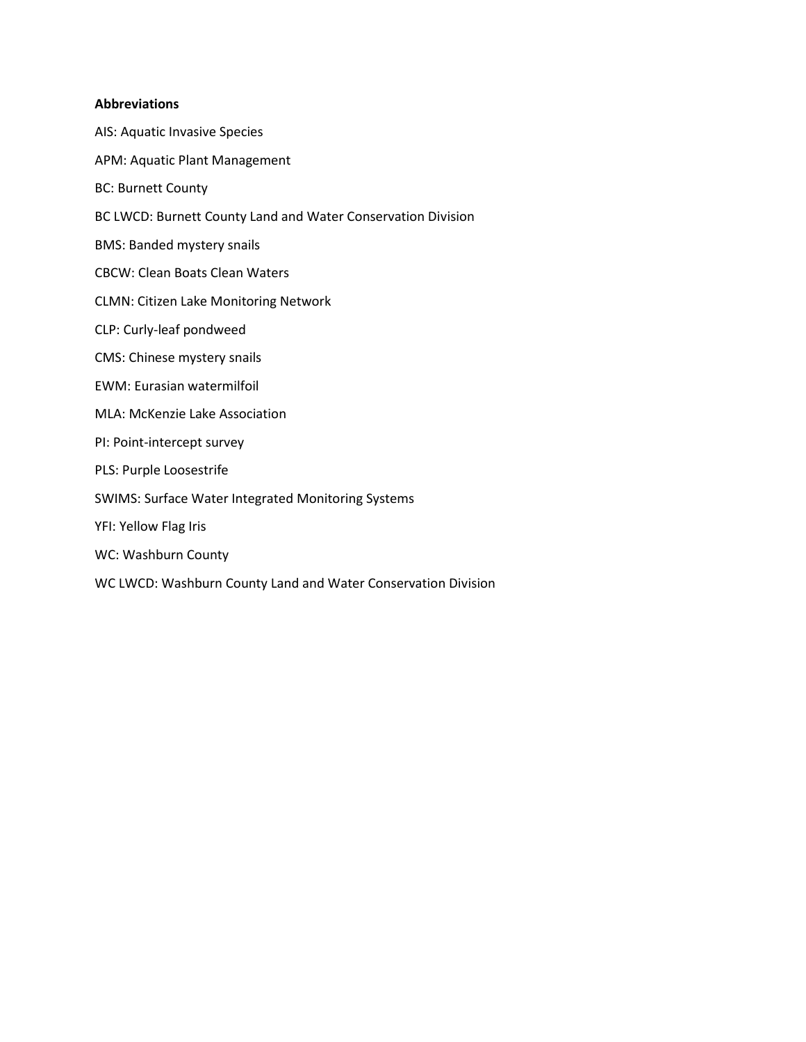**Abbreviations**

AIS: Aquatic Invasive Species

APM: Aquatic Plant Management

BC: Burnett County

BC LWCD: Burnett County Land and Water Conservation Division

BMS: Banded mystery snails

CBCW: Clean Boats Clean Waters

CLMN: Citizen Lake Monitoring Network

CLP: Curly-leaf pondweed

CMS: Chinese mystery snails

EWM: Eurasian watermilfoil

MLA: McKenzie Lake Association

PI: Point-intercept survey

PLS: Purple Loosestrife

SWIMS: Surface Water Integrated Monitoring Systems

YFI: Yellow Flag Iris

WC: Washburn County

WC LWCD: Washburn County Land and Water Conservation Division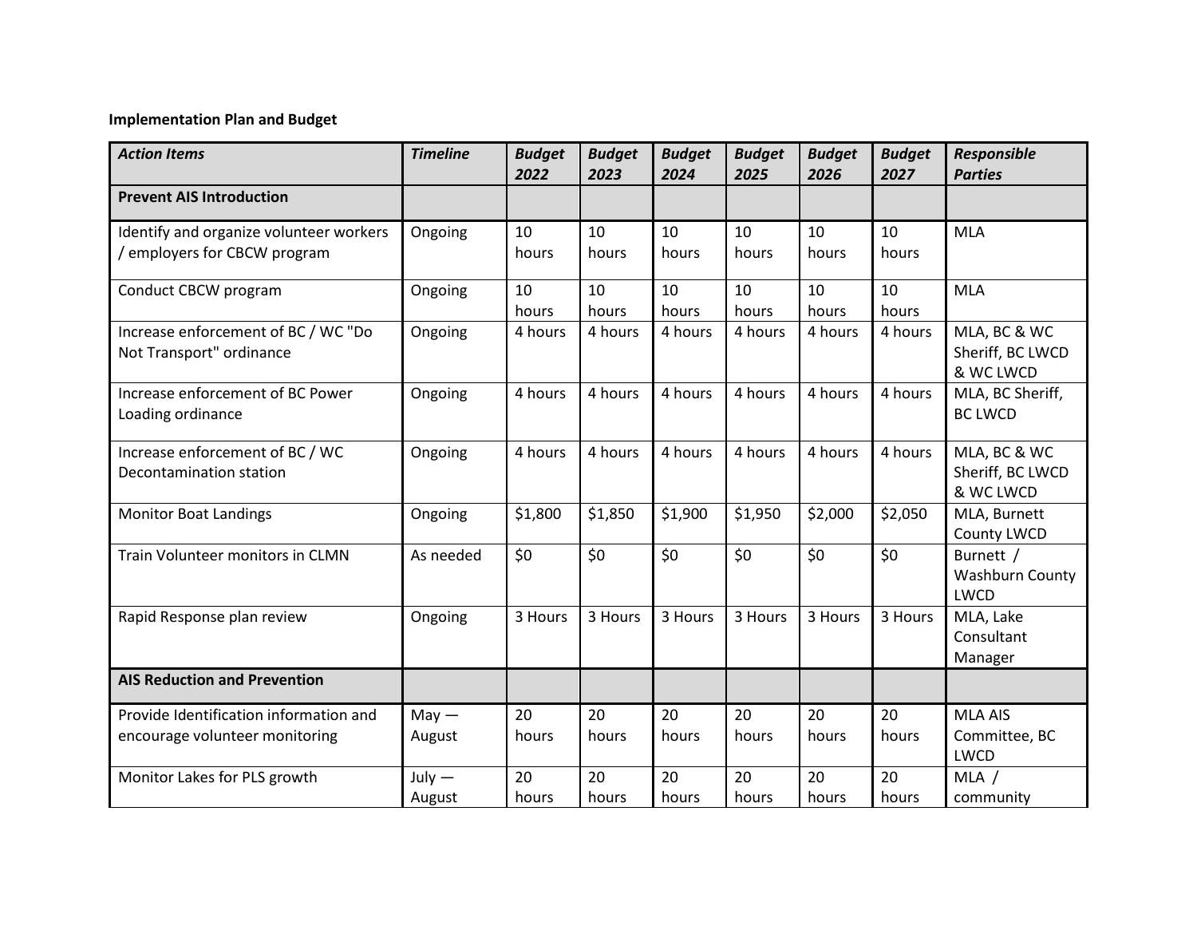**Implementation Plan and Budget**

| *Action Items* | *Timeline* | *Budget 2022* | *Budget 2023* | *Budget 2024* | *Budget 2025* | *Budget 2026* | *Budget 2027* | *Responsible Parties* |
|---|---|---|---|---|---|---|---|---|
| **Prevent AIS Introduction** | | | | | | | | |
| Identify and organize volunteer workers / employers for CBCW program | Ongoing | 10 hours | 10 hours | 10 hours | 10 hours | 10 hours | 10 hours | MLA |
| Conduct CBCW program | Ongoing | 10 hours | 10 hours | 10 hours | 10 hours | 10 hours | 10 hours | MLA |
| Increase enforcement of BC / WC "Do Not Transport" ordinance | Ongoing | 4 hours | 4 hours | 4 hours | 4 hours | 4 hours | 4 hours | MLA, BC & WC Sheriff, BC LWCD & WC LWCD |
| Increase enforcement of BC Power Loading ordinance | Ongoing | 4 hours | 4 hours | 4 hours | 4 hours | 4 hours | 4 hours | MLA, BC Sheriff, BC LWCD |
| Increase enforcement of BC / WC Decontamination station | Ongoing | 4 hours | 4 hours | 4 hours | 4 hours | 4 hours | 4 hours | MLA, BC & WC Sheriff, BC LWCD & WC LWCD |
| Monitor Boat Landings | Ongoing | $1,800 | $1,850 | $1,900 | $1,950 | $2,000 | $2,050 | MLA, Burnett County LWCD |
| Train Volunteer monitors in CLMN | As needed | $0 | $0 | $0 | $0 | $0 | $0 | Burnett / Washburn County LWCD |
| Rapid Response plan review | Ongoing | 3 Hours | 3 Hours | 3 Hours | 3 Hours | 3 Hours | 3 Hours | MLA, Lake Consultant Manager |
| **AIS Reduction and Prevention** | | | | | | | | |
| Provide Identification information and encourage volunteer monitoring | May — August | 20 hours | 20 hours | 20 hours | 20 hours | 20 hours | 20 hours | MLA AIS Committee, BC LWCD |
| Monitor Lakes for PLS growth | July — August | 20 hours | 20 hours | 20 hours | 20 hours | 20 hours | 20 hours | MLA / community |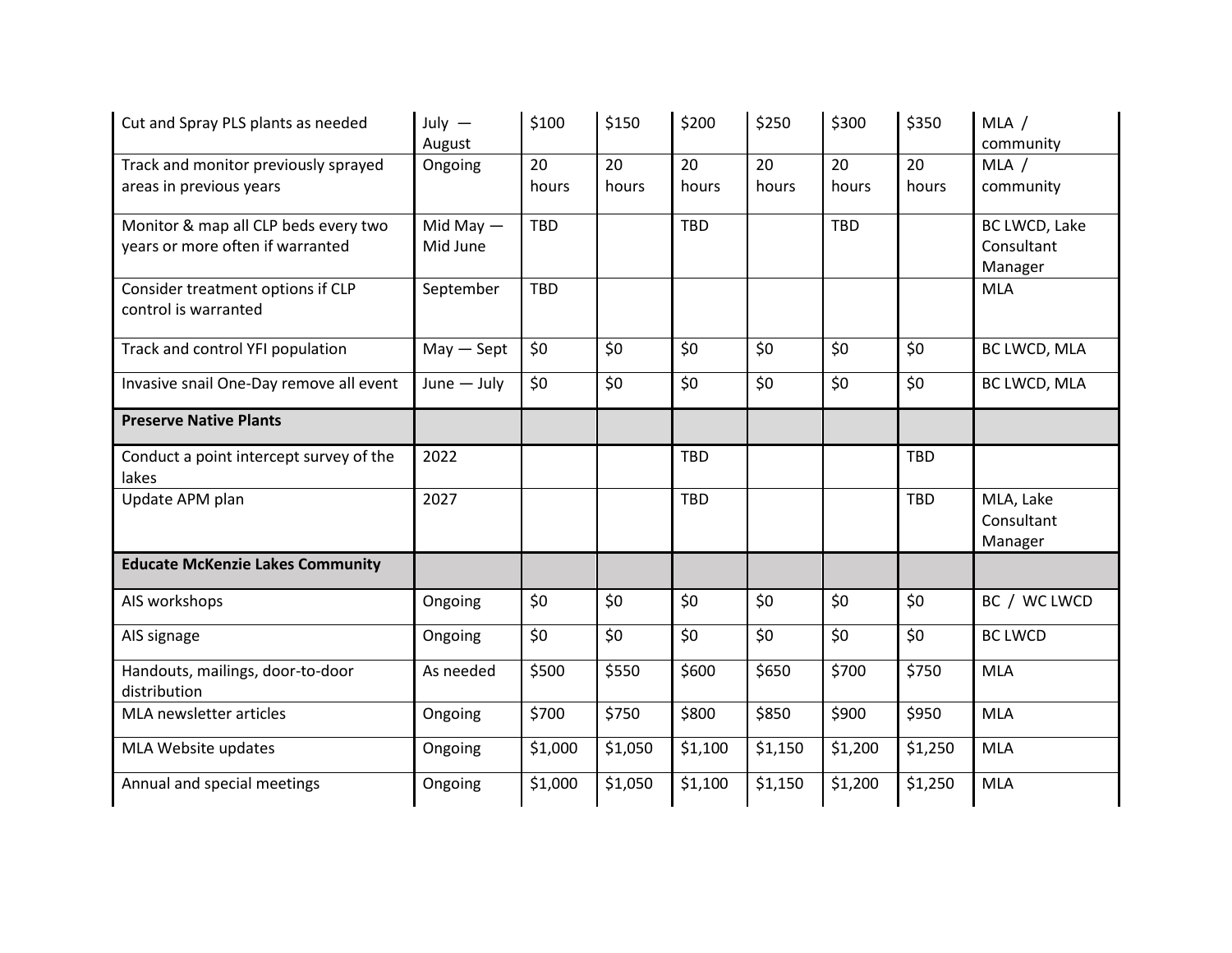| | | | | | | | | |
|---|---|---|---|---|---|---|---|---|
| Cut and Spray PLS plants as needed | July — August | $100 | $150 | $200 | $250 | $300 | $350 | MLA / community |
| Track and monitor previously sprayed areas in previous years | Ongoing | 20 hours | 20 hours | 20 hours | 20 hours | 20 hours | 20 hours | MLA / community |
| Monitor & map all CLP beds every two years or more often if warranted | Mid May — Mid June | TBD | | TBD | | TBD | | BC LWCD, Lake Consultant Manager |
| Consider treatment options if CLP control is warranted | September | TBD | | | | | | MLA |
| Track and control YFI population | May — Sept | $0 | $0 | $0 | $0 | $0 | $0 | BC LWCD, MLA |
| Invasive snail One-Day remove all event | June — July | $0 | $0 | $0 | $0 | $0 | $0 | BC LWCD, MLA |
| **Preserve Native Plants** | | | | | | | | |
| Conduct a point intercept survey of the lakes | 2022 | | | TBD | | | TBD | |
| Update APM plan | 2027 | | | TBD | | | TBD | MLA, Lake Consultant Manager |
| **Educate McKenzie Lakes Community** | | | | | | | | |
| AIS workshops | Ongoing | $0 | $0 | $0 | $0 | $0 | $0 | BC / WC LWCD |
| AIS signage | Ongoing | $0 | $0 | $0 | $0 | $0 | $0 | BC LWCD |
| Handouts, mailings, door-to-door distribution | As needed | $500 | $550 | $600 | $650 | $700 | $750 | MLA |
| MLA newsletter articles | Ongoing | $700 | $750 | $800 | $850 | $900 | $950 | MLA |
| MLA Website updates | Ongoing | $1,000 | $1,050 | $1,100 | $1,150 | $1,200 | $1,250 | MLA |
| Annual and special meetings | Ongoing | $1,000 | $1,050 | $1,100 | $1,150 | $1,200 | $1,250 | MLA |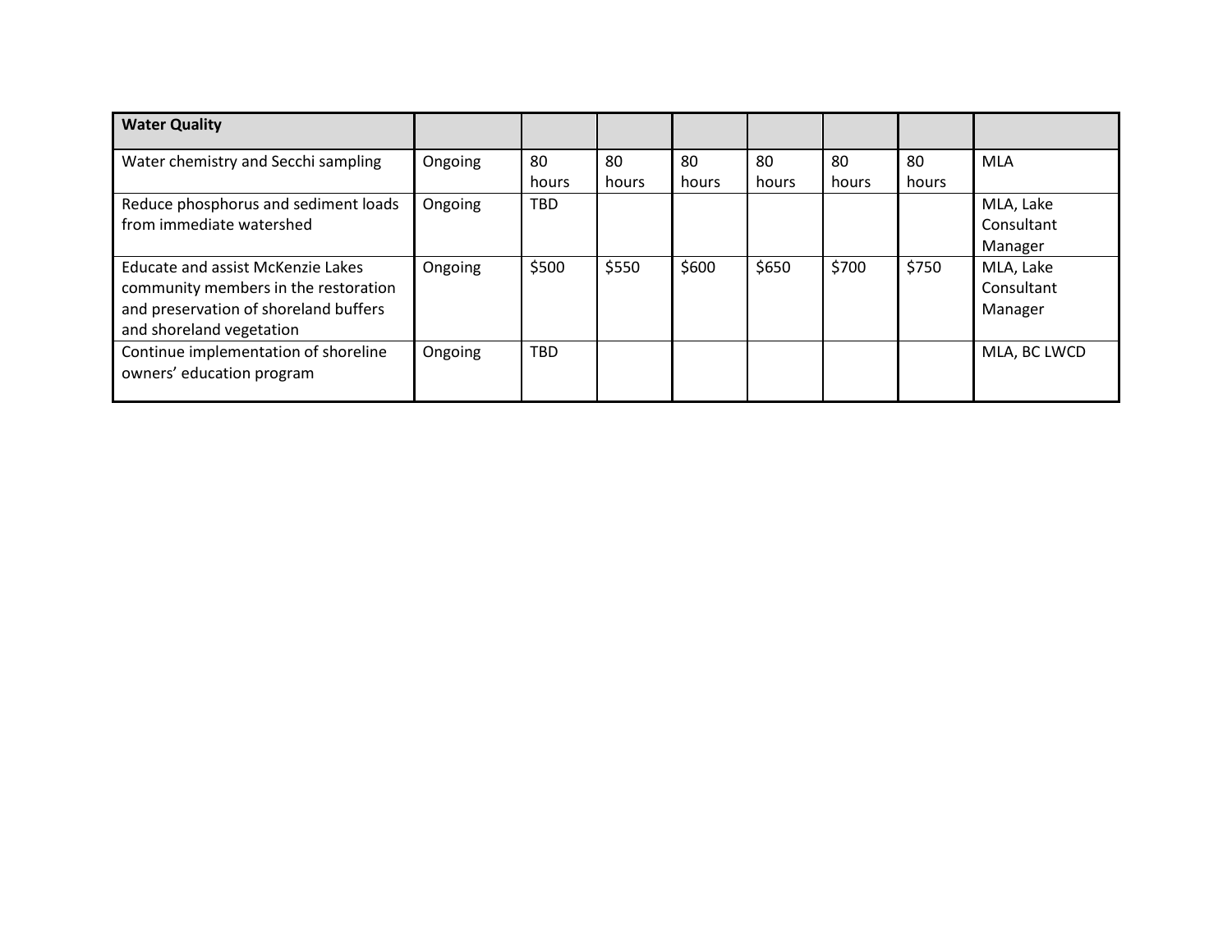| **Water Quality** | | | | | | | | |
|---|---|---|---|---|---|---|---|---|
| Water chemistry and Secchi sampling | Ongoing | 80 hours | 80 hours | 80 hours | 80 hours | 80 hours | 80 hours | MLA |
| Reduce phosphorus and sediment loads from immediate watershed | Ongoing | TBD | | | | | | MLA, Lake Consultant Manager |
| Educate and assist McKenzie Lakes community members in the restoration and preservation of shoreland buffers and shoreland vegetation | Ongoing | $500 | $550 | $600 | $650 | $700 | $750 | MLA, Lake Consultant Manager |
| Continue implementation of shoreline owners' education program | Ongoing | TBD | | | | | | MLA, BC LWCD |